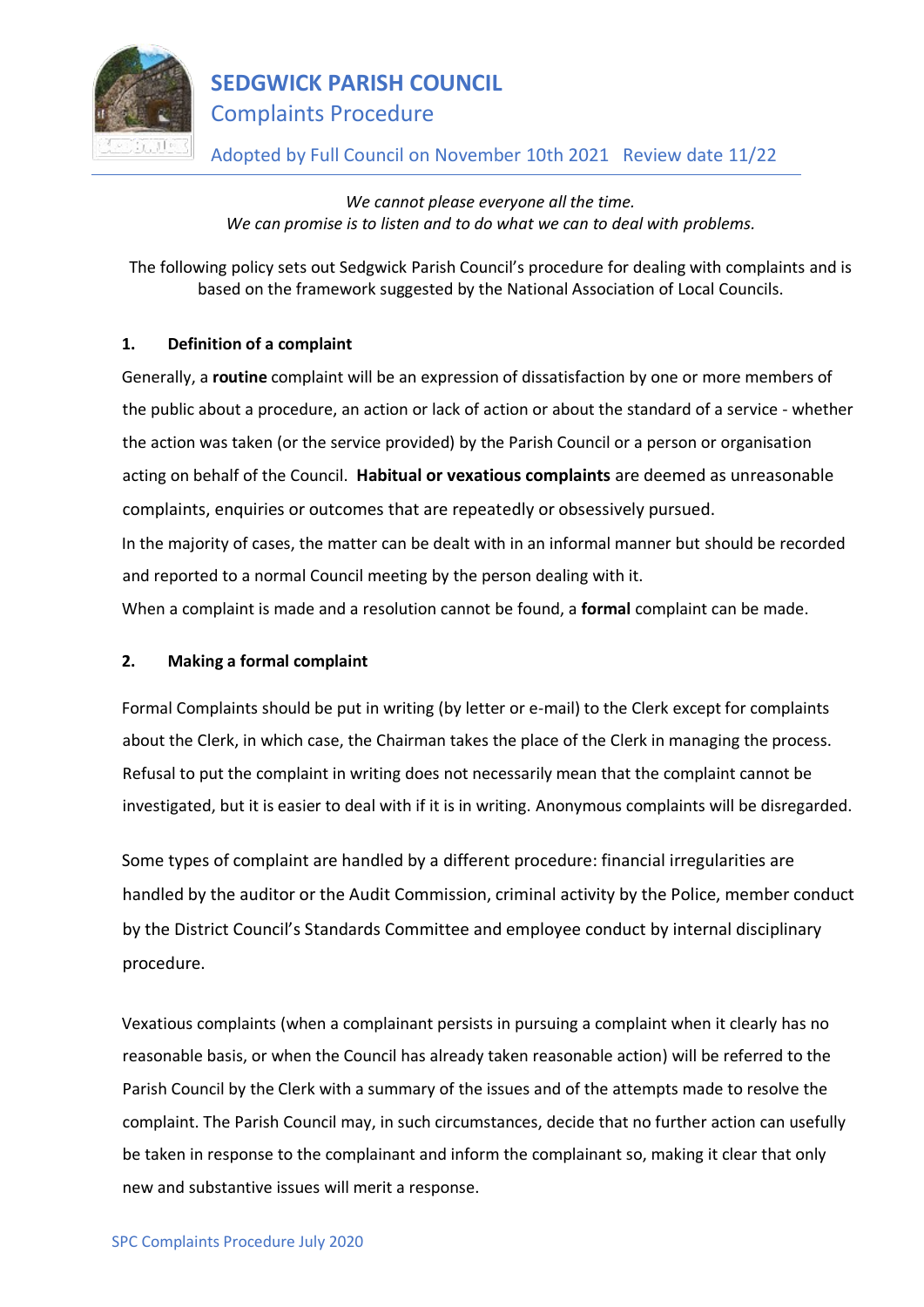# SEDGWICK PARISH COUNCIL

## Complaints Procedure

Adopted by Full Council on November 10th 2021 Review date 11/22

*We cannot please everyone all the time.*
*We can promise is to listen and to do what we can to deal with problems.*

The following policy sets out Sedgwick Parish Council's procedure for dealing with complaints and is based on the framework suggested by the National Association of Local Councils.

### 1. Definition of a complaint

Generally, a **routine** complaint will be an expression of dissatisfaction by one or more members of the public about a procedure, an action or lack of action or about the standard of a service - whether the action was taken (or the service provided) by the Parish Council or a person or organisation acting on behalf of the Council. **Habitual or vexatious complaints** are deemed as unreasonable complaints, enquiries or outcomes that are repeatedly or obsessively pursued.

In the majority of cases, the matter can be dealt with in an informal manner but should be recorded and reported to a normal Council meeting by the person dealing with it.

When a complaint is made and a resolution cannot be found, a **formal** complaint can be made.

### 2. Making a formal complaint

Formal Complaints should be put in writing (by letter or e-mail) to the Clerk except for complaints about the Clerk, in which case, the Chairman takes the place of the Clerk in managing the process. Refusal to put the complaint in writing does not necessarily mean that the complaint cannot be investigated, but it is easier to deal with if it is in writing. Anonymous complaints will be disregarded.

Some types of complaint are handled by a different procedure: financial irregularities are handled by the auditor or the Audit Commission, criminal activity by the Police, member conduct by the District Council's Standards Committee and employee conduct by internal disciplinary procedure.

Vexatious complaints (when a complainant persists in pursuing a complaint when it clearly has no reasonable basis, or when the Council has already taken reasonable action) will be referred to the Parish Council by the Clerk with a summary of the issues and of the attempts made to resolve the complaint. The Parish Council may, in such circumstances, decide that no further action can usefully be taken in response to the complainant and inform the complainant so, making it clear that only new and substantive issues will merit a response.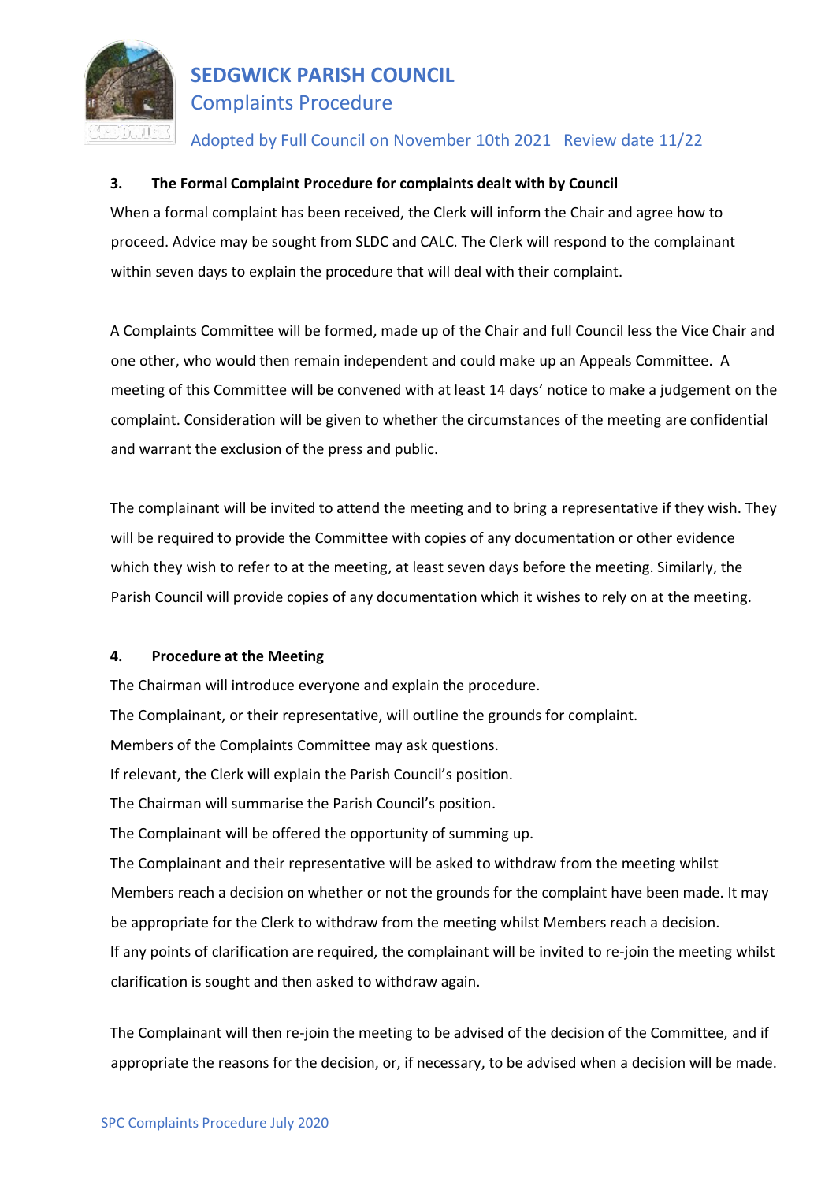### 3. The Formal Complaint Procedure for complaints dealt with by Council

When a formal complaint has been received, the Clerk will inform the Chair and agree how to proceed. Advice may be sought from SLDC and CALC. The Clerk will respond to the complainant within seven days to explain the procedure that will deal with their complaint.

A Complaints Committee will be formed, made up of the Chair and full Council less the Vice Chair and one other, who would then remain independent and could make up an Appeals Committee. A meeting of this Committee will be convened with at least 14 days' notice to make a judgement on the complaint. Consideration will be given to whether the circumstances of the meeting are confidential and warrant the exclusion of the press and public.

The complainant will be invited to attend the meeting and to bring a representative if they wish. They will be required to provide the Committee with copies of any documentation or other evidence which they wish to refer to at the meeting, at least seven days before the meeting. Similarly, the Parish Council will provide copies of any documentation which it wishes to rely on at the meeting.

### 4. Procedure at the Meeting

The Chairman will introduce everyone and explain the procedure.
The Complainant, or their representative, will outline the grounds for complaint.
Members of the Complaints Committee may ask questions.
If relevant, the Clerk will explain the Parish Council's position.
The Chairman will summarise the Parish Council's position.
The Complainant will be offered the opportunity of summing up.
The Complainant and their representative will be asked to withdraw from the meeting whilst Members reach a decision on whether or not the grounds for the complaint have been made. It may be appropriate for the Clerk to withdraw from the meeting whilst Members reach a decision.
If any points of clarification are required, the complainant will be invited to re-join the meeting whilst clarification is sought and then asked to withdraw again.

The Complainant will then re-join the meeting to be advised of the decision of the Committee, and if appropriate the reasons for the decision, or, if necessary, to be advised when a decision will be made.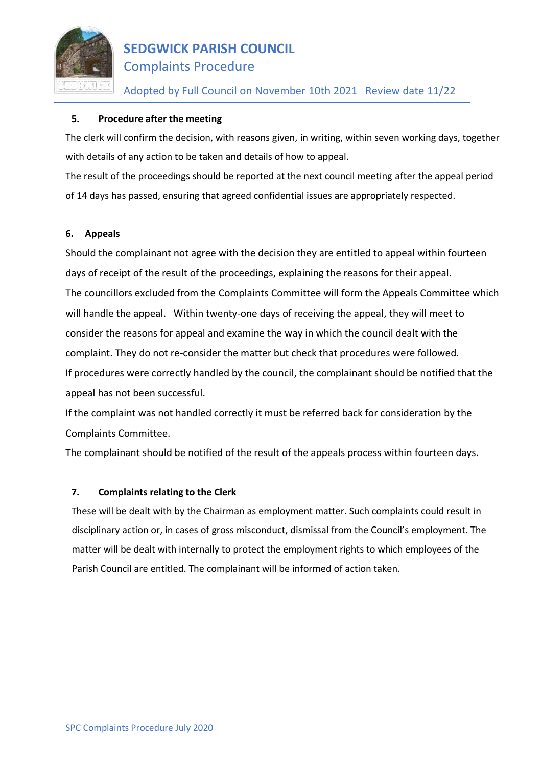### 5. Procedure after the meeting

The clerk will confirm the decision, with reasons given, in writing, within seven working days, together with details of any action to be taken and details of how to appeal.

The result of the proceedings should be reported at the next council meeting after the appeal period of 14 days has passed, ensuring that agreed confidential issues are appropriately respected.

### 6. Appeals

Should the complainant not agree with the decision they are entitled to appeal within fourteen days of receipt of the result of the proceedings, explaining the reasons for their appeal.

The councillors excluded from the Complaints Committee will form the Appeals Committee which will handle the appeal. Within twenty-one days of receiving the appeal, they will meet to consider the reasons for appeal and examine the way in which the council dealt with the complaint. They do not re-consider the matter but check that procedures were followed.

If procedures were correctly handled by the council, the complainant should be notified that the appeal has not been successful.

If the complaint was not handled correctly it must be referred back for consideration by the Complaints Committee.

The complainant should be notified of the result of the appeals process within fourteen days.

### 7. Complaints relating to the Clerk

These will be dealt with by the Chairman as employment matter. Such complaints could result in disciplinary action or, in cases of gross misconduct, dismissal from the Council's employment. The matter will be dealt with internally to protect the employment rights to which employees of the Parish Council are entitled. The complainant will be informed of action taken.